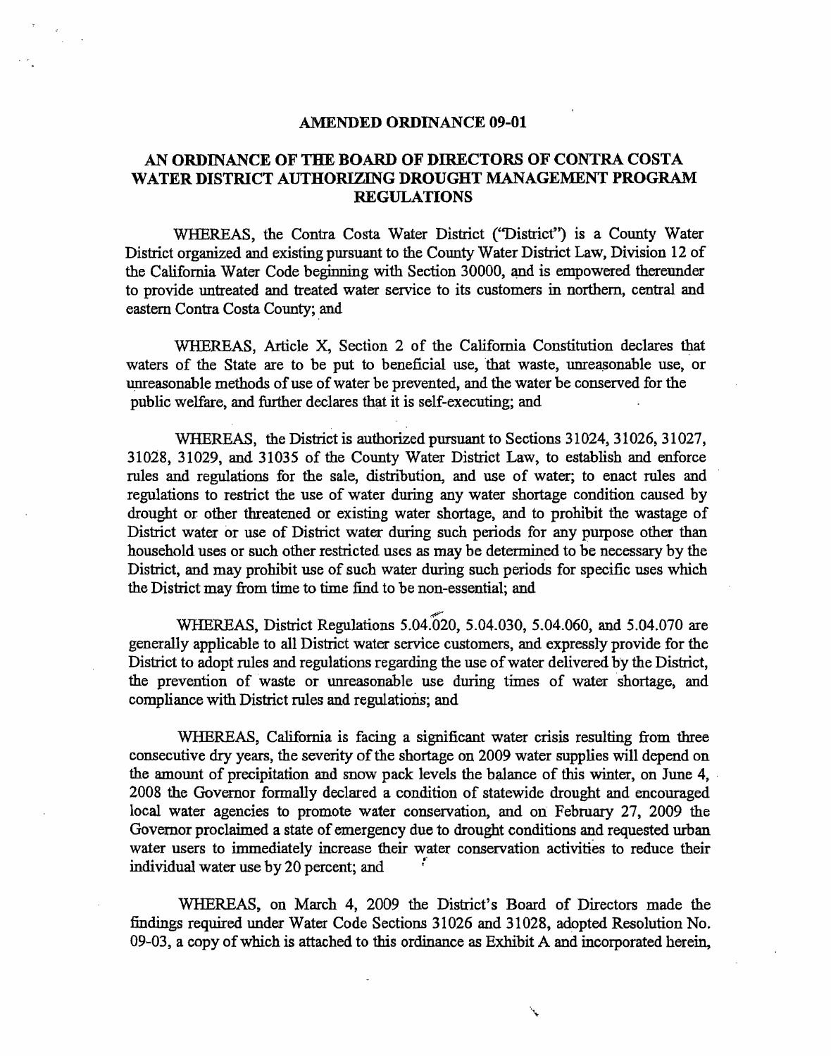# AMENDED ORDINANCE 09-01

## AN ORDINANCE OF THE BOARD OF DIRECTORS OF CONTRA COSTA WATER DISTRICT AUTHORIZING DROUGHT MANAGEMENT PROGRAM REGULATIONS

WHEREAS, the Contra Costa Water District ("District") is a County Water District organized and existing pursuant to the County Water District Law, Division 12 of the California Water Code beginning with Section 30000, and is empowered thereunder to provide untreated and treated water service to its customers in northern, central and eastern Contra Costa County; and

WHEREAS, Article X, Section 2 of the California Constitution declares that waters of the State are to be put to beneficial use, that waste, unreasonable use, or unreasonable methods of use of water be prevented, and the water be conserved for the public welfare, and further declares that it is self-executing; and

WHEREAS, the District is authorized pursuant to Sections 31024, 31026, 31027, 31028, 31029, and 31035 of the County Water District Law, to establish and enforce rules and regulations for the sale, distribution, and use of water; to enact rules and regulations to restrict the use of water during any water shortage condition caused by drought or other threatened or existing water shortage, and to prohibit the wastage of District water or use of District water during such periods for any purpose other than household uses or such other restricted uses as may be determined to be necessary by the District, and may prohibit use of such water during such periods for specific uses which the District may from time to time find to be non-essential; and

WHEREAS, District Regulations 5.04.020, 5.04.030, 5.04.060, and 5.04.070 are generally applicable to all District water service customers, and expressly provide for the District to adopt rules and regulations regarding the use of water delivered by the District, the prevention of waste or unreasonable use during times of water shortage, and compliance with District rules and regulations; and

WHEREAS, California is facing a significant water crisis resulting from three consecutive dry years, the severity of the shortage on 2009 water supplies will depend on the amount of precipitation and snow pack levels the balance of this winter, on June 4, 2008 the Governor formally declared a condition of statewide drought and encouraged local water agencies to promote water conservation, and on February 27, 2009 the Governor proclaimed a state of emergency due to drought conditions and requested urban water users to immediately increase their water conservation activities to reduce their individual water use by 20 percent; and

WHEREAS, on March 4, 2009 the District's Board of Directors made the findings required under Water Code Sections 31026 and 31028, adopted Resolution No. 09-03, a copy of which is attached to this ordinance as Exhibit A and incorporated herein,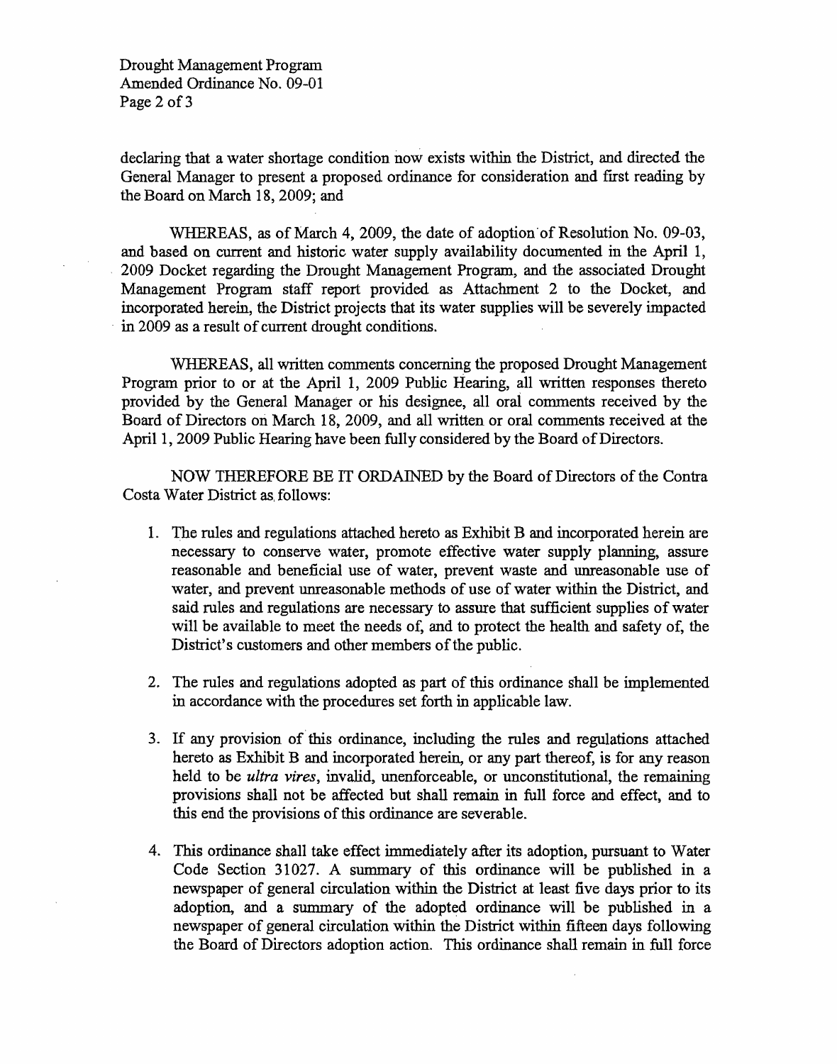declaring that a water shortage condition now exists within the District, and directed the General Manager to present a proposed ordinance for consideration and first reading by the Board on March 18, 2009; and

WHEREAS, as of March 4, 2009, the date of adoption of Resolution No. 09-03, and based on current and historic water supply availability documented in the April 1, 2009 Docket regarding the Drought Management Program, and the associated Drought Management Program staff report provided as Attachment 2 to the Docket, and incorporated herein, the District projects that its water supplies will be severely impacted in 2009 as a result of current drought conditions.

WHEREAS, all written comments concerning the proposed Drought Management Program prior to or at the April 1, 2009 Public Hearing, all written responses thereto provided by the General Manager or his designee, all oral comments received by the Board of Directors on March 18, 2009, and all written or oral comments received at the April 1, 2009 Public Hearing have been fully considered by the Board of Directors.

NOW THEREFORE BE IT ORDAINED by the Board of Directors of the Contra Costa Water District as follows:

1. The rules and regulations attached hereto as Exhibit B and incorporated herein are necessary to conserve water, promote effective water supply planning, assure reasonable and beneficial use of water, prevent waste and unreasonable use of water, and prevent unreasonable methods of use of water within the District, and said rules and regulations are necessary to assure that sufficient supplies of water will be available to meet the needs of, and to protect the health and safety of, the District's customers and other members of the public.

2. The rules and regulations adopted as part of this ordinance shall be implemented in accordance with the procedures set forth in applicable law.

3. If any provision of this ordinance, including the rules and regulations attached hereto as Exhibit B and incorporated herein, or any part thereof, is for any reason held to be *ultra vires*, invalid, unenforceable, or unconstitutional, the remaining provisions shall not be affected but shall remain in full force and effect, and to this end the provisions of this ordinance are severable.

4. This ordinance shall take effect immediately after its adoption, pursuant to Water Code Section 31027. A summary of this ordinance will be published in a newspaper of general circulation within the District at least five days prior to its adoption, and a summary of the adopted ordinance will be published in a newspaper of general circulation within the District within fifteen days following the Board of Directors adoption action. This ordinance shall remain in full force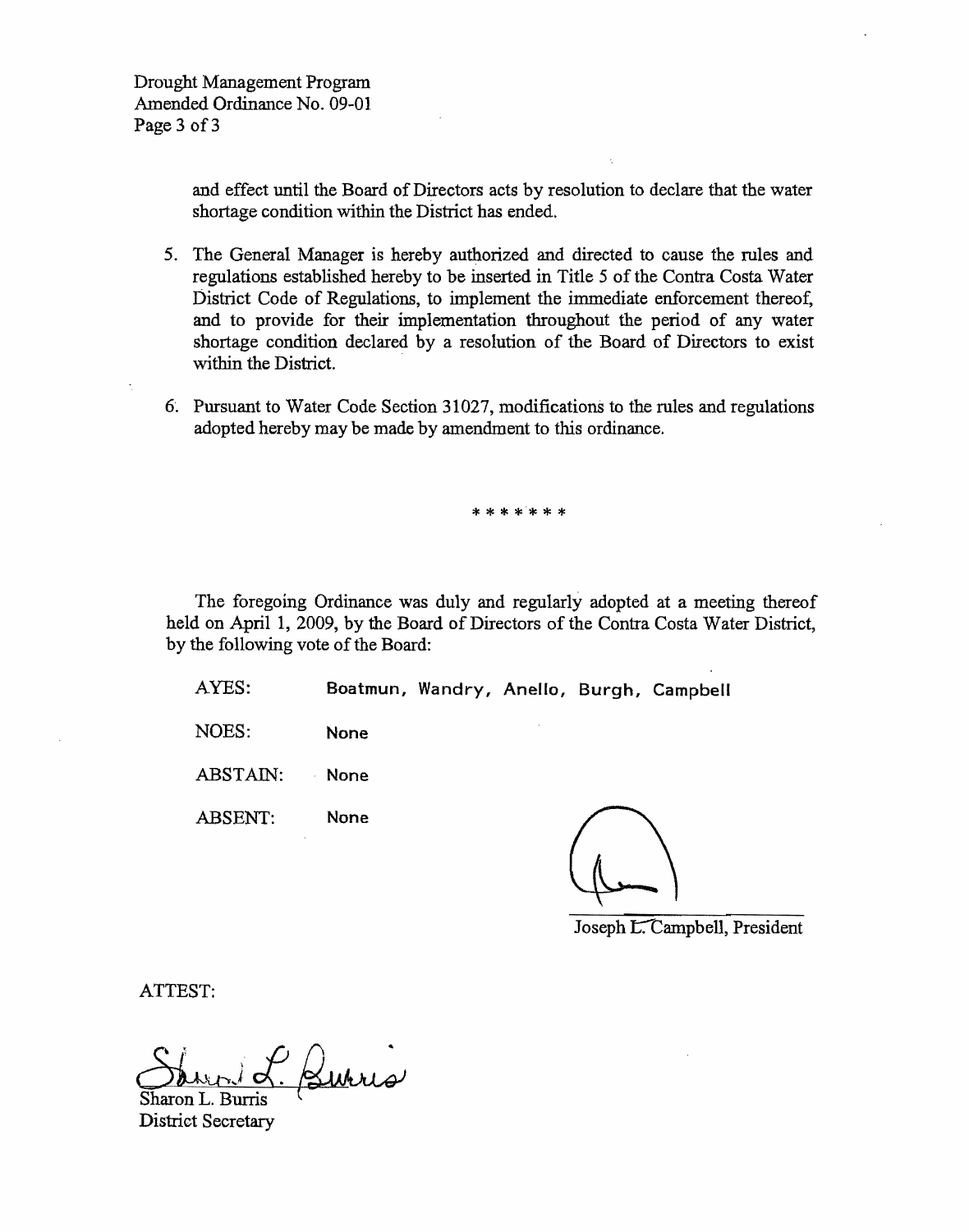and effect until the Board of Directors acts by resolution to declare that the water shortage condition within the District has ended.

5. The General Manager is hereby authorized and directed to cause the rules and regulations established hereby to be inserted in Title 5 of the Contra Costa Water District Code of Regulations, to implement the immediate enforcement thereof, and to provide for their implementation throughout the period of any water shortage condition declared by a resolution of the Board of Directors to exist within the District.

6. Pursuant to Water Code Section 31027, modifications to the rules and regulations adopted hereby may be made by amendment to this ordinance.

\* \* \* \* \* \* \*

The foregoing Ordinance was duly and regularly adopted at a meeting thereof held on April 1, 2009, by the Board of Directors of the Contra Costa Water District, by the following vote of the Board:

AYES: Boatmun, Wandry, Anello, Burgh, Campbell

NOES: None

ABSTAIN: None

ABSENT: None

Joseph L. Campbell, President

ATTEST:

Sharon L. Burris
District Secretary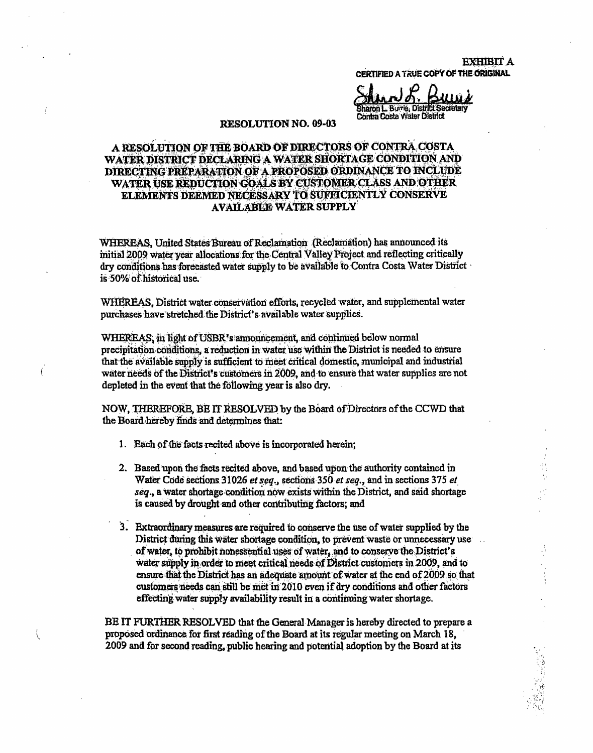**EXHIBIT A**

CERTIFIED A TRUE COPY OF THE ORIGINAL

Sharon L. Burris, District Secretary
Contra Costa Water District

**RESOLUTION NO. 09-03**

**A RESOLUTION OF THE BOARD OF DIRECTORS OF CONTRA COSTA WATER DISTRICT DECLARING A WATER SHORTAGE CONDITION AND DIRECTING PREPARATION OF A PROPOSED ORDINANCE TO INCLUDE WATER USE REDUCTION GOALS BY CUSTOMER CLASS AND OTHER ELEMENTS DEEMED NECESSARY TO SUFFICIENTLY CONSERVE AVAILABLE WATER SUPPLY**

WHEREAS, United States Bureau of Reclamation (Reclamation) has announced its initial 2009 water year allocations for the Central Valley Project and reflecting critically dry conditions has forecasted water supply to be available to Contra Costa Water District is 50% of historical use.

WHEREAS, District water conservation efforts, recycled water, and supplemental water purchases have stretched the District's available water supplies.

WHEREAS, in light of USBR's announcement, and continued below normal precipitation conditions, a reduction in water use within the District is needed to ensure that the available supply is sufficient to meet critical domestic, municipal and industrial water needs of the District's customers in 2009, and to ensure that water supplies are not depleted in the event that the following year is also dry.

NOW, THEREFORE, BE IT RESOLVED by the Board of Directors of the CCWD that the Board hereby finds and determines that:

1. Each of the facts recited above is incorporated herein;
2. Based upon the facts recited above, and based upon the authority contained in Water Code sections 31026 *et seq.*, sections 350 *et seq.*, and in sections 375 *et seq.*, a water shortage condition now exists within the District, and said shortage is caused by drought and other contributing factors; and
3. Extraordinary measures are required to conserve the use of water supplied by the District during this water shortage condition, to prevent waste or unnecessary use of water, to prohibit nonessential uses of water, and to conserve the District's water supply in order to meet critical needs of District customers in 2009, and to ensure that the District has an adequate amount of water at the end of 2009 so that customers needs can still be met in 2010 even if dry conditions and other factors effecting water supply availability result in a continuing water shortage.

BE IT FURTHER RESOLVED that the General Manager is hereby directed to prepare a proposed ordinance for first reading of the Board at its regular meeting on March 18, 2009 and for second reading, public hearing and potential adoption by the Board at its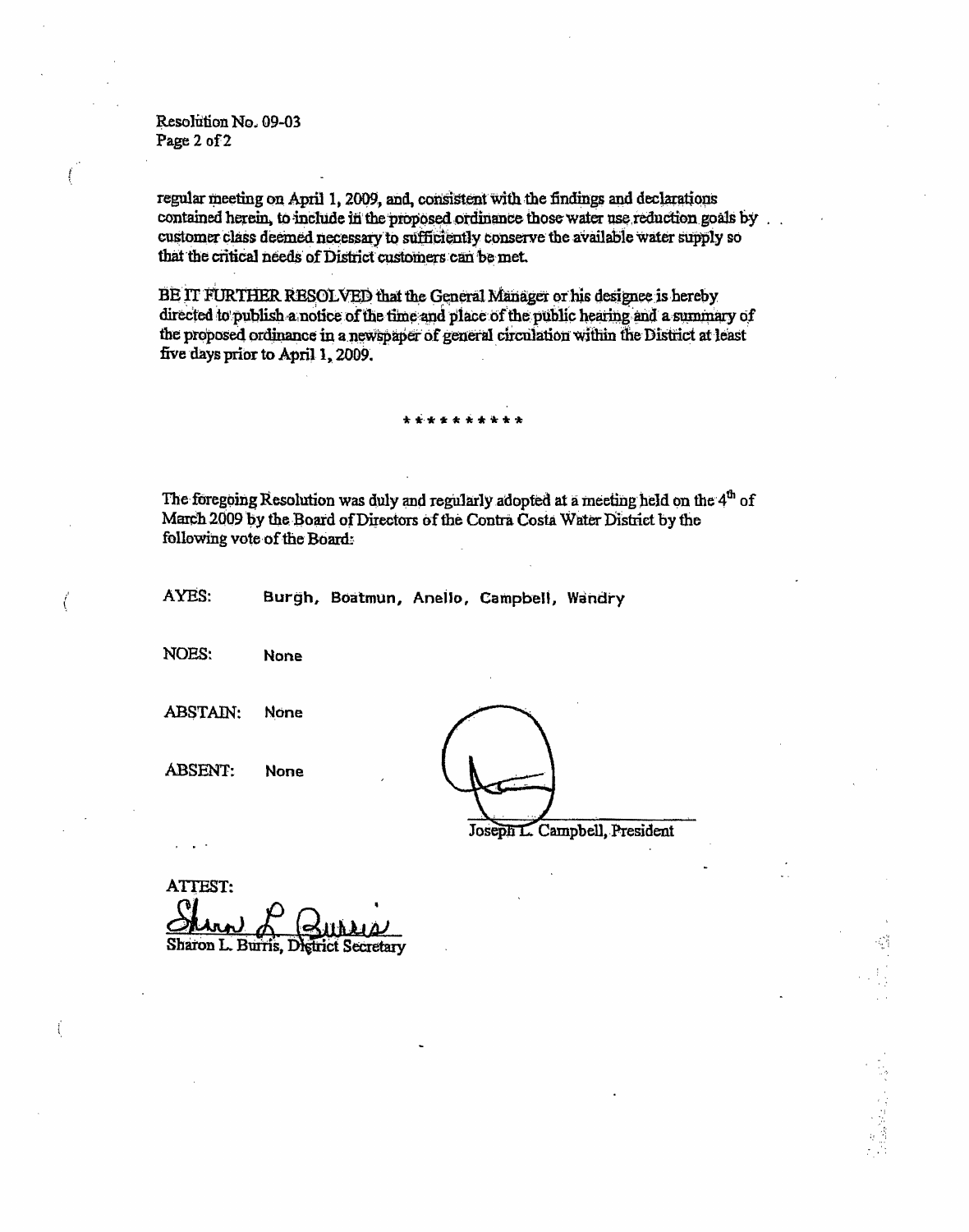regular meeting on April 1, 2009, and, consistent with the findings and declarations contained herein, to include in the proposed ordinance those water use reduction goals by customer class deemed necessary to sufficiently conserve the available water supply so that the critical needs of District customers can be met.

BE IT FURTHER RESOLVED that the General Manager or his designee is hereby directed to publish a notice of the time and place of the public hearing and a summary of the proposed ordinance in a newspaper of general circulation within the District at least five days prior to April 1, 2009.

\* \* \* \* \* \* \* \* \* \*

The foregoing Resolution was duly and regularly adopted at a meeting held on the 4th of March 2009 by the Board of Directors of the Contra Costa Water District by the following vote of the Board:

AYES: Burgh, Boatmun, Anello, Campbell, Wandry

NOES: None

ABSTAIN: None

ABSENT: None

Joseph L. Campbell, President

ATTEST:

Sharon L. Burris, District Secretary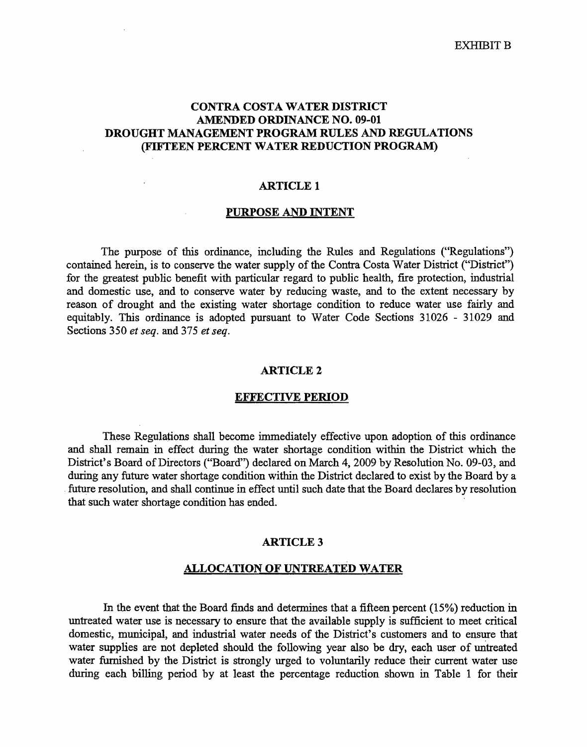EXHIBIT B

# CONTRA COSTA WATER DISTRICT
# AMENDED ORDINANCE NO. 09-01
# DROUGHT MANAGEMENT PROGRAM RULES AND REGULATIONS
# (FIFTEEN PERCENT WATER REDUCTION PROGRAM)

## ARTICLE 1

## PURPOSE AND INTENT

The purpose of this ordinance, including the Rules and Regulations ("Regulations") contained herein, is to conserve the water supply of the Contra Costa Water District ("District") for the greatest public benefit with particular regard to public health, fire protection, industrial and domestic use, and to conserve water by reducing waste, and to the extent necessary by reason of drought and the existing water shortage condition to reduce water use fairly and equitably. This ordinance is adopted pursuant to Water Code Sections 31026 - 31029 and Sections 350 *et seq.* and 375 *et seq.*

## ARTICLE 2

## EFFECTIVE PERIOD

These Regulations shall become immediately effective upon adoption of this ordinance and shall remain in effect during the water shortage condition within the District which the District's Board of Directors ("Board") declared on March 4, 2009 by Resolution No. 09-03, and during any future water shortage condition within the District declared to exist by the Board by a future resolution, and shall continue in effect until such date that the Board declares by resolution that such water shortage condition has ended.

## ARTICLE 3

## ALLOCATION OF UNTREATED WATER

In the event that the Board finds and determines that a fifteen percent (15%) reduction in untreated water use is necessary to ensure that the available supply is sufficient to meet critical domestic, municipal, and industrial water needs of the District's customers and to ensure that water supplies are not depleted should the following year also be dry, each user of untreated water furnished by the District is strongly urged to voluntarily reduce their current water use during each billing period by at least the percentage reduction shown in Table 1 for their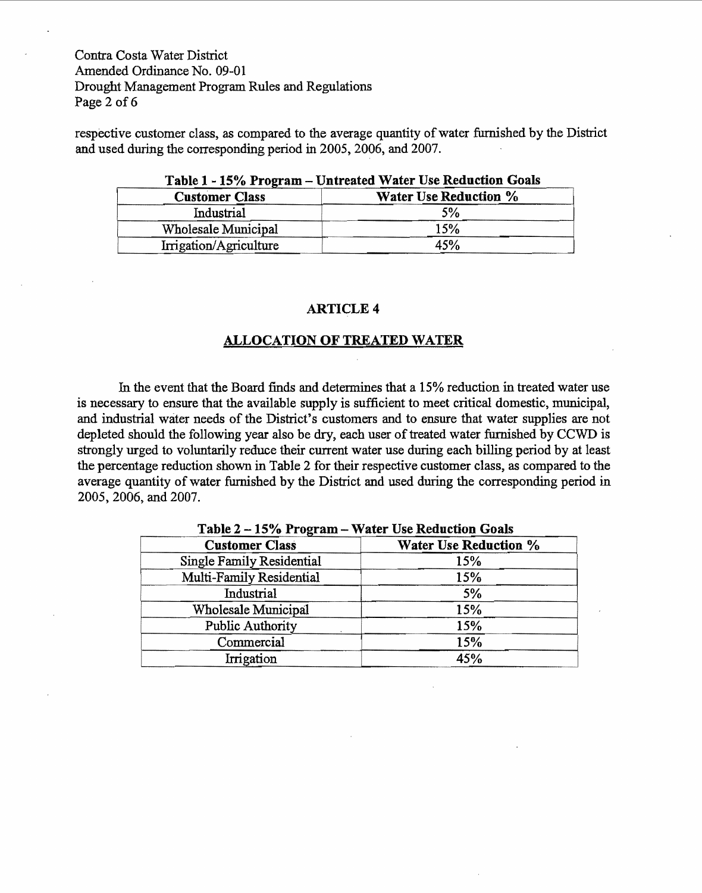respective customer class, as compared to the average quantity of water furnished by the District and used during the corresponding period in 2005, 2006, and 2007.

**Table 1 - 15% Program – Untreated Water Use Reduction Goals**

| Customer Class | Water Use Reduction % |
|---|---|
| Industrial | 5% |
| Wholesale Municipal | 15% |
| Irrigation/Agriculture | 45% |

## ARTICLE 4

## ALLOCATION OF TREATED WATER

In the event that the Board finds and determines that a 15% reduction in treated water use is necessary to ensure that the available supply is sufficient to meet critical domestic, municipal, and industrial water needs of the District's customers and to ensure that water supplies are not depleted should the following year also be dry, each user of treated water furnished by CCWD is strongly urged to voluntarily reduce their current water use during each billing period by at least the percentage reduction shown in Table 2 for their respective customer class, as compared to the average quantity of water furnished by the District and used during the corresponding period in 2005, 2006, and 2007.

**Table 2 – 15% Program – Water Use Reduction Goals**

| Customer Class | Water Use Reduction % |
|---|---|
| Single Family Residential | 15% |
| Multi-Family Residential | 15% |
| Industrial | 5% |
| Wholesale Municipal | 15% |
| Public Authority | 15% |
| Commercial | 15% |
| Irrigation | 45% |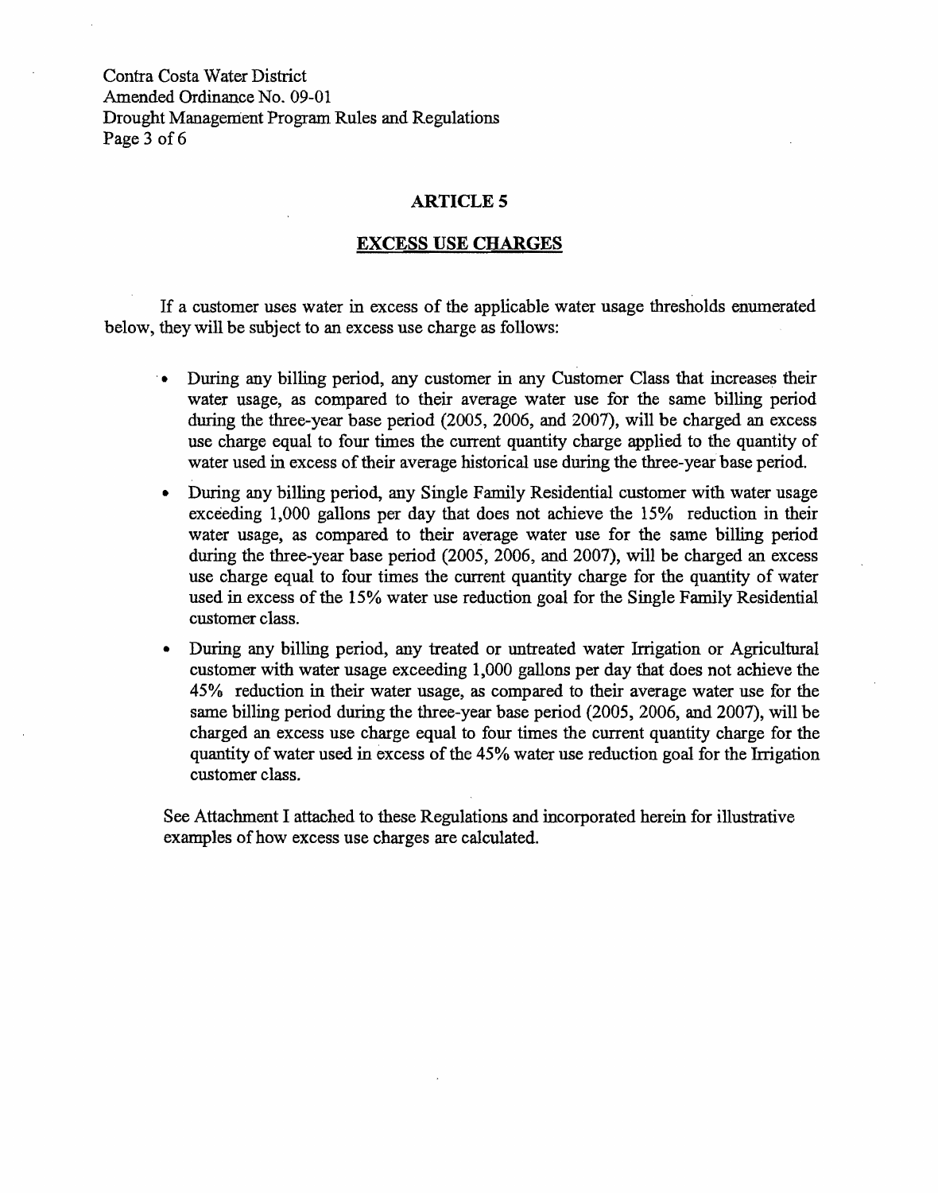## ARTICLE 5

## EXCESS USE CHARGES

If a customer uses water in excess of the applicable water usage thresholds enumerated below, they will be subject to an excess use charge as follows:

- During any billing period, any customer in any Customer Class that increases their water usage, as compared to their average water use for the same billing period during the three-year base period (2005, 2006, and 2007), will be charged an excess use charge equal to four times the current quantity charge applied to the quantity of water used in excess of their average historical use during the three-year base period.
- During any billing period, any Single Family Residential customer with water usage exceeding 1,000 gallons per day that does not achieve the 15% reduction in their water usage, as compared to their average water use for the same billing period during the three-year base period (2005, 2006, and 2007), will be charged an excess use charge equal to four times the current quantity charge for the quantity of water used in excess of the 15% water use reduction goal for the Single Family Residential customer class.
- During any billing period, any treated or untreated water Irrigation or Agricultural customer with water usage exceeding 1,000 gallons per day that does not achieve the 45% reduction in their water usage, as compared to their average water use for the same billing period during the three-year base period (2005, 2006, and 2007), will be charged an excess use charge equal to four times the current quantity charge for the quantity of water used in excess of the 45% water use reduction goal for the Irrigation customer class.

See Attachment I attached to these Regulations and incorporated herein for illustrative examples of how excess use charges are calculated.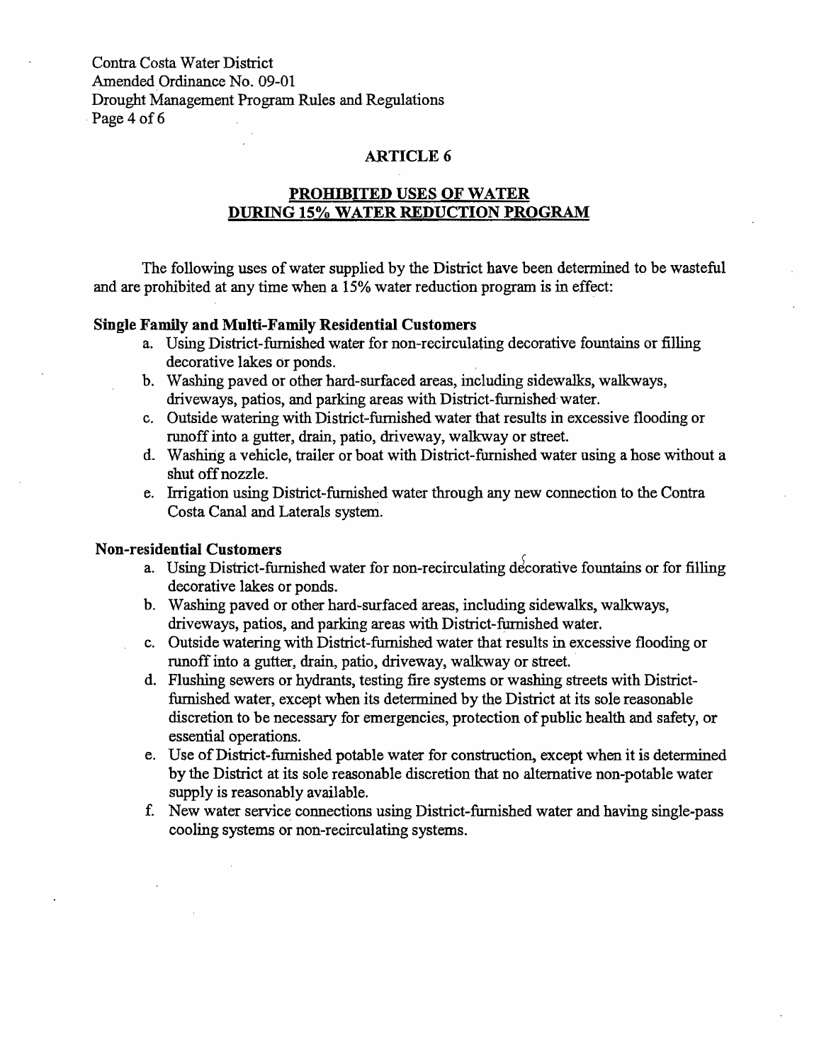## ARTICLE 6

## PROHIBITED USES OF WATER DURING 15% WATER REDUCTION PROGRAM

The following uses of water supplied by the District have been determined to be wasteful and are prohibited at any time when a 15% water reduction program is in effect:

**Single Family and Multi-Family Residential Customers**

a. Using District-furnished water for non-recirculating decorative fountains or filling decorative lakes or ponds.
b. Washing paved or other hard-surfaced areas, including sidewalks, walkways, driveways, patios, and parking areas with District-furnished water.
c. Outside watering with District-furnished water that results in excessive flooding or runoff into a gutter, drain, patio, driveway, walkway or street.
d. Washing a vehicle, trailer or boat with District-furnished water using a hose without a shut off nozzle.
e. Irrigation using District-furnished water through any new connection to the Contra Costa Canal and Laterals system.

**Non-residential Customers**

a. Using District-furnished water for non-recirculating decorative fountains or for filling decorative lakes or ponds.
b. Washing paved or other hard-surfaced areas, including sidewalks, walkways, driveways, patios, and parking areas with District-furnished water.
c. Outside watering with District-furnished water that results in excessive flooding or runoff into a gutter, drain, patio, driveway, walkway or street.
d. Flushing sewers or hydrants, testing fire systems or washing streets with District-furnished water, except when its determined by the District at its sole reasonable discretion to be necessary for emergencies, protection of public health and safety, or essential operations.
e. Use of District-furnished potable water for construction, except when it is determined by the District at its sole reasonable discretion that no alternative non-potable water supply is reasonably available.
f. New water service connections using District-furnished water and having single-pass cooling systems or non-recirculating systems.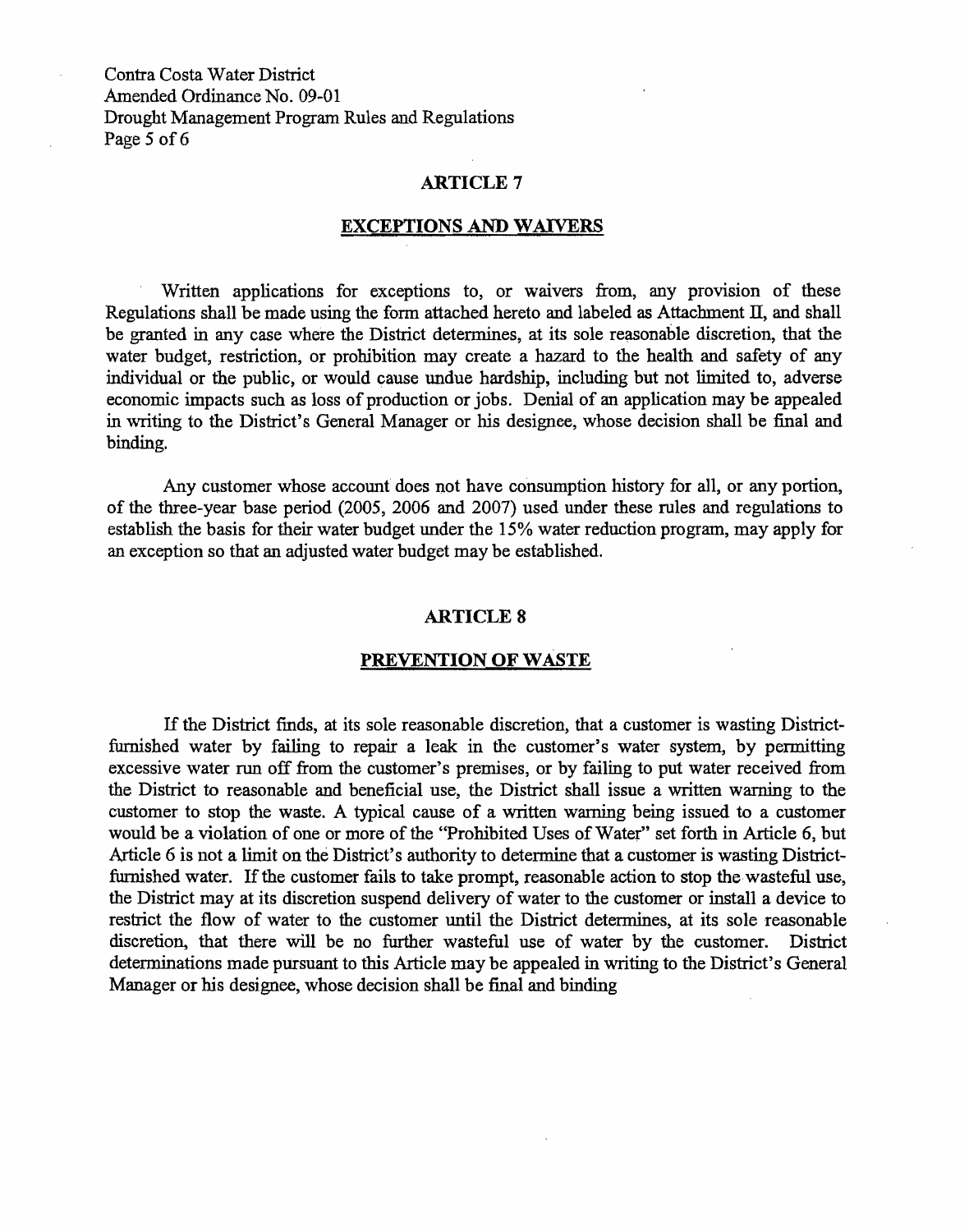## ARTICLE 7

## EXCEPTIONS AND WAIVERS

Written applications for exceptions to, or waivers from, any provision of these Regulations shall be made using the form attached hereto and labeled as Attachment II, and shall be granted in any case where the District determines, at its sole reasonable discretion, that the water budget, restriction, or prohibition may create a hazard to the health and safety of any individual or the public, or would cause undue hardship, including but not limited to, adverse economic impacts such as loss of production or jobs. Denial of an application may be appealed in writing to the District's General Manager or his designee, whose decision shall be final and binding.

Any customer whose account does not have consumption history for all, or any portion, of the three-year base period (2005, 2006 and 2007) used under these rules and regulations to establish the basis for their water budget under the 15% water reduction program, may apply for an exception so that an adjusted water budget may be established.

## ARTICLE 8

## PREVENTION OF WASTE

If the District finds, at its sole reasonable discretion, that a customer is wasting District-furnished water by failing to repair a leak in the customer's water system, by permitting excessive water run off from the customer's premises, or by failing to put water received from the District to reasonable and beneficial use, the District shall issue a written warning to the customer to stop the waste. A typical cause of a written warning being issued to a customer would be a violation of one or more of the "Prohibited Uses of Water" set forth in Article 6, but Article 6 is not a limit on the District's authority to determine that a customer is wasting District-furnished water. If the customer fails to take prompt, reasonable action to stop the wasteful use, the District may at its discretion suspend delivery of water to the customer or install a device to restrict the flow of water to the customer until the District determines, at its sole reasonable discretion, that there will be no further wasteful use of water by the customer. District determinations made pursuant to this Article may be appealed in writing to the District's General Manager or his designee, whose decision shall be final and binding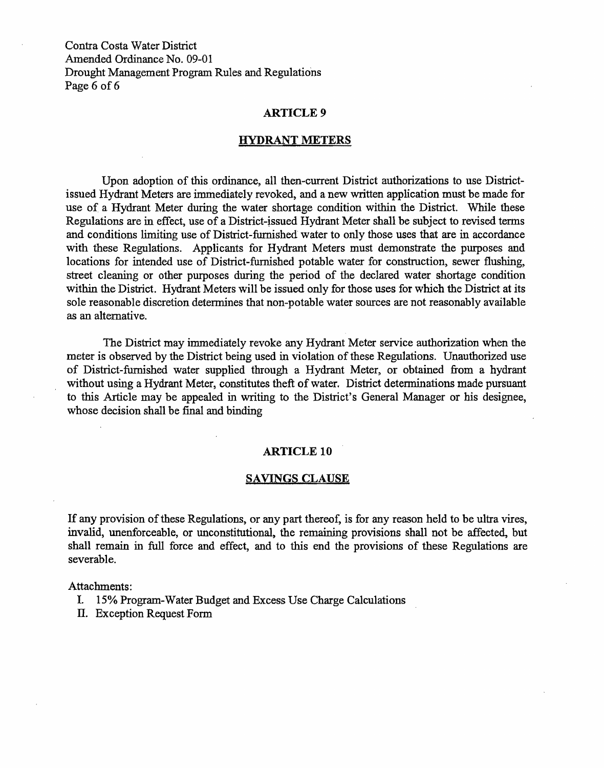## ARTICLE 9

## HYDRANT METERS

Upon adoption of this ordinance, all then-current District authorizations to use District-issued Hydrant Meters are immediately revoked, and a new written application must be made for use of a Hydrant Meter during the water shortage condition within the District. While these Regulations are in effect, use of a District-issued Hydrant Meter shall be subject to revised terms and conditions limiting use of District-furnished water to only those uses that are in accordance with these Regulations. Applicants for Hydrant Meters must demonstrate the purposes and locations for intended use of District-furnished potable water for construction, sewer flushing, street cleaning or other purposes during the period of the declared water shortage condition within the District. Hydrant Meters will be issued only for those uses for which the District at its sole reasonable discretion determines that non-potable water sources are not reasonably available as an alternative.

The District may immediately revoke any Hydrant Meter service authorization when the meter is observed by the District being used in violation of these Regulations. Unauthorized use of District-furnished water supplied through a Hydrant Meter, or obtained from a hydrant without using a Hydrant Meter, constitutes theft of water. District determinations made pursuant to this Article may be appealed in writing to the District's General Manager or his designee, whose decision shall be final and binding

## ARTICLE 10

## SAVINGS CLAUSE

If any provision of these Regulations, or any part thereof, is for any reason held to be ultra vires, invalid, unenforceable, or unconstitutional, the remaining provisions shall not be affected, but shall remain in full force and effect, and to this end the provisions of these Regulations are severable.

Attachments:

I. 15% Program-Water Budget and Excess Use Charge Calculations

II. Exception Request Form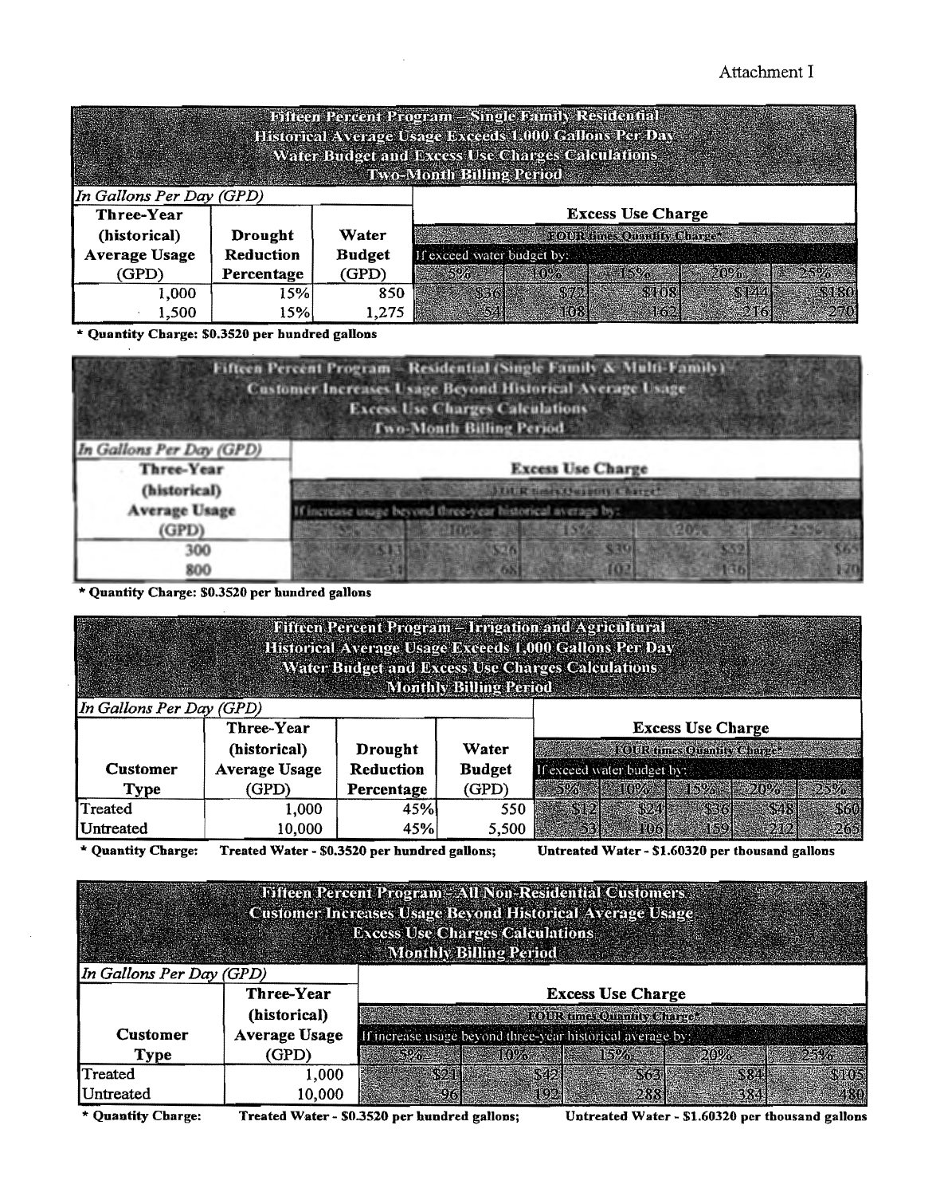Attachment I

| Fifteen Percent Program – Single Family Residential Historical Average Usage Exceeds 1,000 Gallons Per Day Water Budget and Excess Use Charges Calculations Two-Month Billing Period | | | | | | | |
|---|---|---|---|---|---|---|---|
| *In Gallons Per Day (GPD)* | | | Excess Use Charge | | | | |
| | | | FOUR times Quantity Charge* | | | | |
| | | | If exceed water budget by: | | | | |
| Three-Year (historical) Average Usage (GPD) | Drought Reduction Percentage | Water Budget (GPD) | 5% | 10% | 15% | 20% | 25% |
| 1,000 | 15% | 850 | $36 | $72 | $108 | $144 | $180 |
| 1,500 | 15% | 1,275 | 54 | 108 | 162 | 216 | 270 |

**\* Quantity Charge: $0.3520 per hundred gallons**

| Fifteen Percent Program – Residential (Single Family & Multi-Family) Customer Increases Usage Beyond Historical Average Usage Excess Use Charges Calculations Two-Month Billing Period | | | | | |
|---|---|---|---|---|---|
| *In Gallons Per Day (GPD)* | Excess Use Charge | | | | |
| | FOUR times Quantity Charge* | | | | |
| | If increase usage beyond three-year historical average by: | | | | |
| Three-Year (historical) Average Usage (GPD) | 5% | 10% | 15% | 20% | 25% |
| 300 | $13 | $26 | $39 | $52 | $65 |
| 800 | 34 | 68 | 102 | 136 | 170 |

**\* Quantity Charge: $0.3520 per hundred gallons**

| Fifteen Percent Program – Irrigation and Agricultural Historical Average Usage Exceeds 1,000 Gallons Per Day Water Budget and Excess Use Charges Calculations Monthly Billing Period | | | | | | | | |
|---|---|---|---|---|---|---|---|---|
| *In Gallons Per Day (GPD)* | | | | Excess Use Charge | | | | |
| | | | | FOUR times Quantity Charge* | | | | |
| | | | | If exceed water budget by: | | | | |
| Customer Type | Three-Year (historical) Average Usage (GPD) | Drought Reduction Percentage | Water Budget (GPD) | 5% | 10% | 15% | 20% | 25% |
| Treated | 1,000 | 45% | 550 | $12 | $24 | $36 | $48 | $60 |
| Untreated | 10,000 | 45% | 5,500 | 53 | 106 | 159 | 212 | 265 |

**\* Quantity Charge: Treated Water - $0.3520 per hundred gallons; Untreated Water - $1.60320 per thousand gallons**

| Fifteen Percent Program – All Non-Residential Customers Customer Increases Usage Beyond Historical Average Usage Excess Use Charges Calculations Monthly Billing Period | | | | | | |
|---|---|---|---|---|---|---|
| *In Gallons Per Day (GPD)* | | Excess Use Charge | | | | |
| | | FOUR times Quantity Charge* | | | | |
| | | If increase usage beyond three-year historical average by: | | | | |
| Customer Type | Three-Year (historical) Average Usage (GPD) | 5% | 10% | 15% | 20% | 25% |
| Treated | 1,000 | $21 | $42 | $63 | $84 | $105 |
| Untreated | 10,000 | 96 | 192 | 288 | 384 | 480 |

**\* Quantity Charge: Treated Water - $0.3520 per hundred gallons; Untreated Water - $1.60320 per thousand gallons**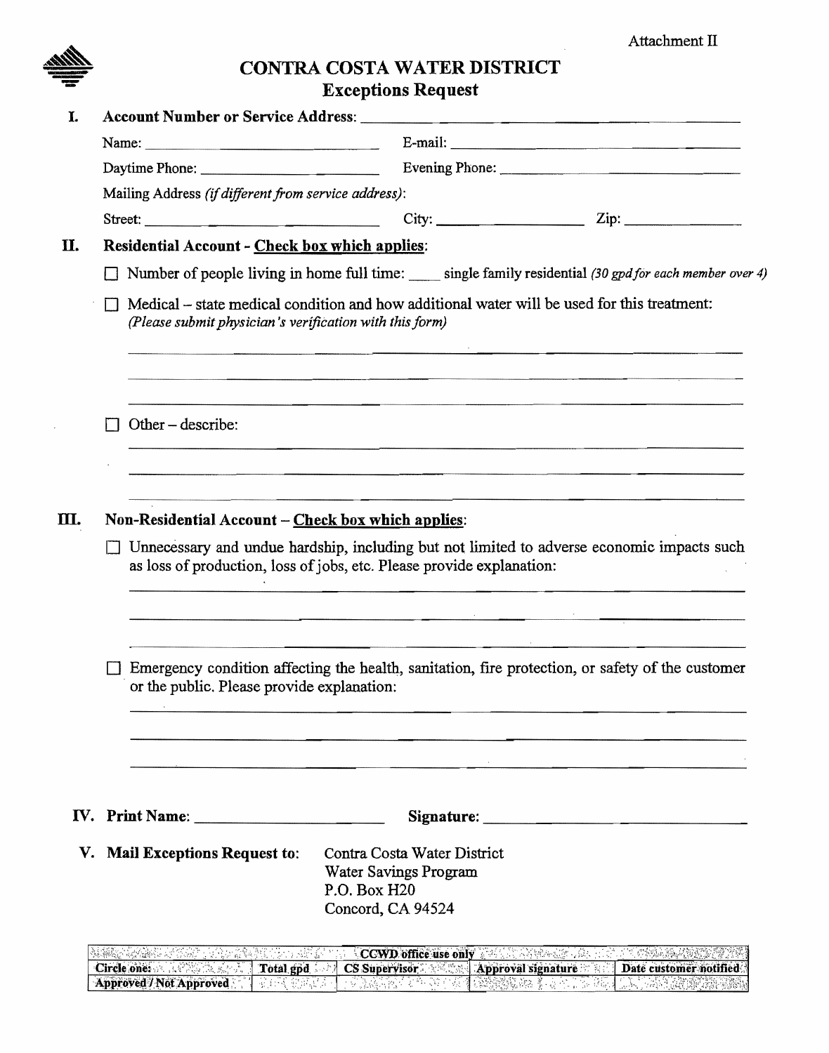Attachment II

# CONTRA COSTA WATER DISTRICT
## Exceptions Request

**I. Account Number or Service Address:** ______________________________

Name: ______________________ E-mail: ______________________

Daytime Phone: ______________________ Evening Phone: ______________________

Mailing Address *(if different from service address)*:

Street: ______________________ City: ______________ Zip: ____________

**II. Residential Account - Check box which applies:**

☐ Number of people living in home full time: ____ single family residential *(30 gpd for each member over 4)*

☐ Medical – state medical condition and how additional water will be used for this treatment: *(Please submit physician's verification with this form)*

______________________________________________________________

______________________________________________________________

______________________________________________________________

☐ Other – describe:

______________________________________________________________

______________________________________________________________

______________________________________________________________

**III. Non-Residential Account – Check box which applies:**

☐ Unnecessary and undue hardship, including but not limited to adverse economic impacts such as loss of production, loss of jobs, etc. Please provide explanation:

______________________________________________________________

______________________________________________________________

______________________________________________________________

☐ Emergency condition affecting the health, sanitation, fire protection, or safety of the customer or the public. Please provide explanation:

______________________________________________________________

______________________________________________________________

______________________________________________________________

**IV. Print Name:** ______________________ **Signature:** ______________________

**V. Mail Exceptions Request to:**

Contra Costa Water District
Water Savings Program
P.O. Box H20
Concord, CA 94524

| CCWD office use only | | | | |
|---|---|---|---|---|
| Circle one: | Total gpd | CS Supervisor | Approval signature | Date customer notified |
| Approved / Not Approved | | | | |